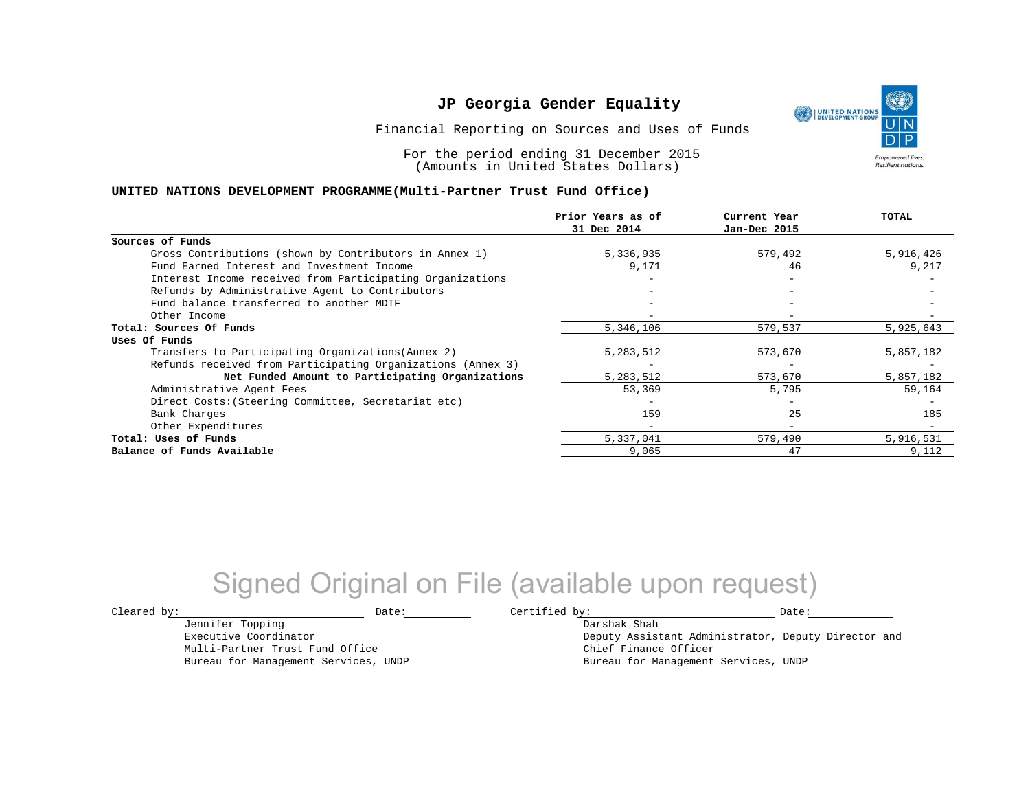# JP Georgia Gender Equality

Financial Reporting on Sources and Uses of Funds

For the period ending 31 December 2015
(Amounts in United States Dollars)

**UNITED NATIONS DEVELOPMENT PROGRAMME(Multi-Partner Trust Fund Office)**

| | Prior Years as of 31 Dec 2014 | Current Year Jan-Dec 2015 | TOTAL |
|---|---|---|---|
| **Sources of Funds** | | | |
| Gross Contributions (shown by Contributors in Annex 1) | 5,336,935 | 579,492 | 5,916,426 |
| Fund Earned Interest and Investment Income | 9,171 | 46 | 9,217 |
| Interest Income received from Participating Organizations | - | - | - |
| Refunds by Administrative Agent to Contributors | - | - | - |
| Fund balance transferred to another MDTF | - | - | - |
| Other Income | - | - | - |
| **Total: Sources Of Funds** | 5,346,106 | 579,537 | 5,925,643 |
| **Uses Of Funds** | | | |
| Transfers to Participating Organizations(Annex 2) | 5,283,512 | 573,670 | 5,857,182 |
| Refunds received from Participating Organizations (Annex 3) | - | - | - |
| **Net Funded Amount to Participating Organizations** | 5,283,512 | 573,670 | 5,857,182 |
| Administrative Agent Fees | 53,369 | 5,795 | 59,164 |
| Direct Costs:(Steering Committee, Secretariat etc) | - | - | - |
| Bank Charges | 159 | 25 | 185 |
| Other Expenditures | - | - | - |
| **Total: Uses of Funds** | 5,337,041 | 579,490 | 5,916,531 |
| **Balance of Funds Available** | 9,065 | 47 | 9,112 |

Signed Original on File (available upon request)

Cleared by: \_\_\_\_\_\_\_\_\_\_\_\_\_\_\_\_ Date: \_\_\_\_\_\_\_\_
Jennifer Topping
Executive Coordinator
Multi-Partner Trust Fund Office
Bureau for Management Services, UNDP

Certified by: \_\_\_\_\_\_\_\_\_\_\_\_\_\_\_\_ Date: \_\_\_\_\_\_\_\_
Darshak Shah
Deputy Assistant Administrator, Deputy Director and Chief Finance Officer
Bureau for Management Services, UNDP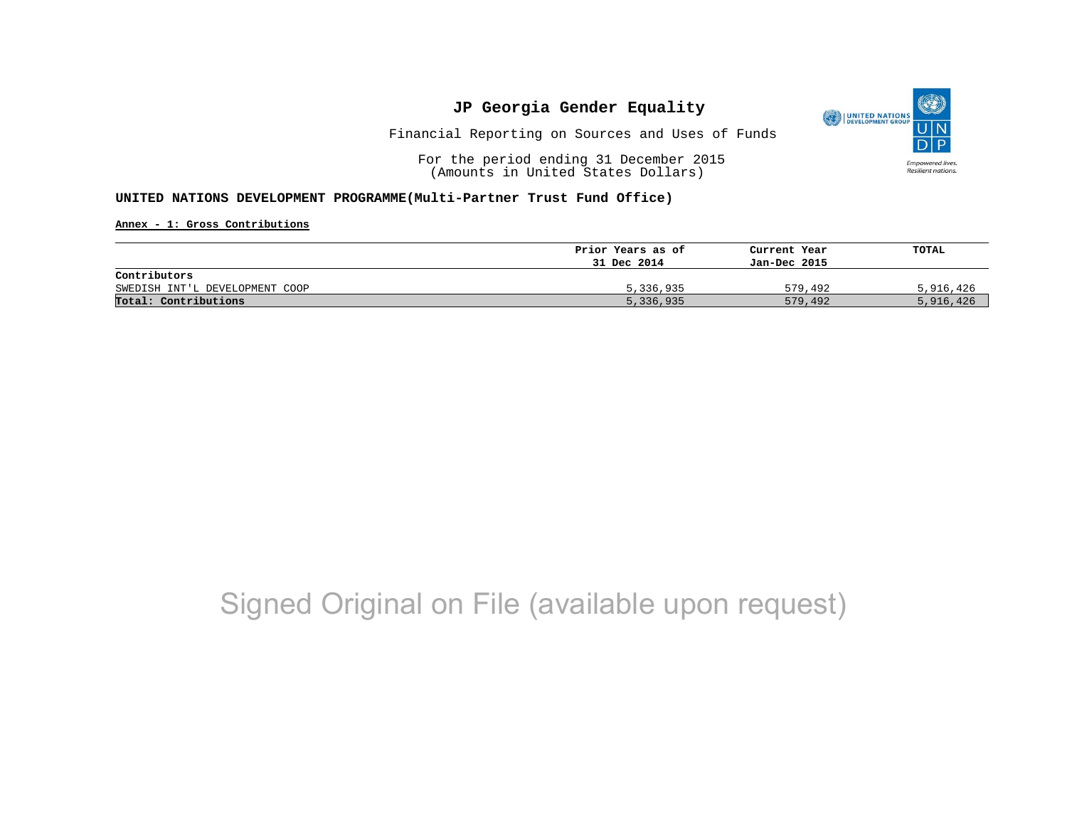# JP Georgia Gender Equality

Financial Reporting on Sources and Uses of Funds

For the period ending 31 December 2015
(Amounts in United States Dollars)

**UNITED NATIONS DEVELOPMENT PROGRAMME(Multi-Partner Trust Fund Office)**

**Annex - 1: Gross Contributions**

| | Prior Years as of 31 Dec 2014 | Current Year Jan-Dec 2015 | TOTAL |
|---|---|---|---|
| **Contributors** | | | |
| SWEDISH INT'L DEVELOPMENT COOP | 5,336,935 | 579,492 | 5,916,426 |
| **Total: Contributions** | 5,336,935 | 579,492 | 5,916,426 |

Signed Original on File (available upon request)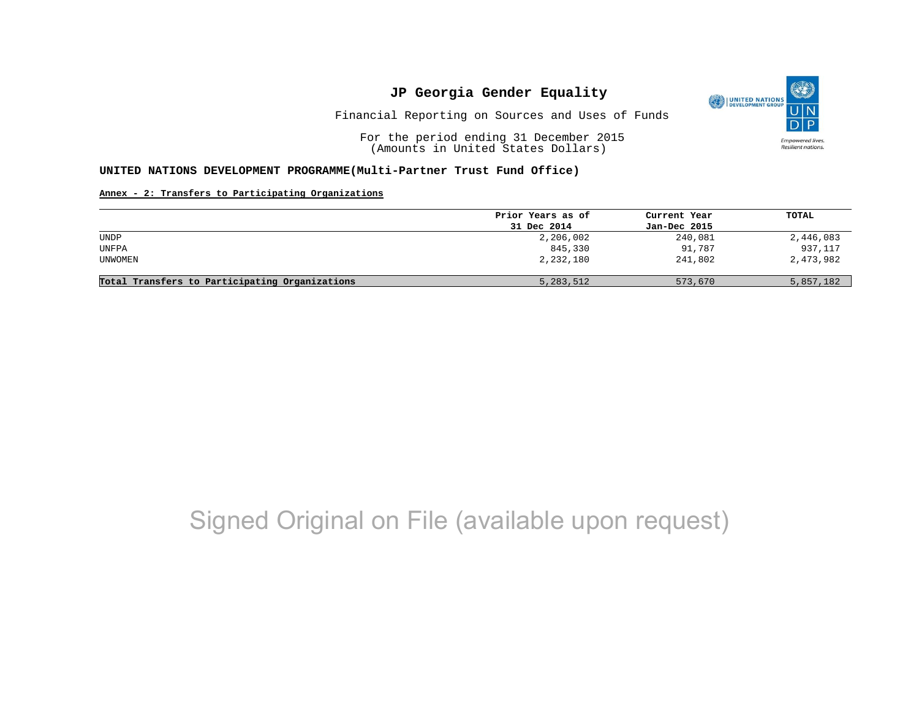# JP Georgia Gender Equality

Financial Reporting on Sources and Uses of Funds

For the period ending 31 December 2015
(Amounts in United States Dollars)

**UNITED NATIONS DEVELOPMENT PROGRAMME(Multi-Partner Trust Fund Office)**

**Annex - 2: Transfers to Participating Organizations**

| | Prior Years as of 31 Dec 2014 | Current Year Jan-Dec 2015 | TOTAL |
|---|---|---|---|
| UNDP | 2,206,002 | 240,081 | 2,446,083 |
| UNFPA | 845,330 | 91,787 | 937,117 |
| UNWOMEN | 2,232,180 | 241,802 | 2,473,982 |
| **Total Transfers to Participating Organizations** | 5,283,512 | 573,670 | 5,857,182 |

Signed Original on File (available upon request)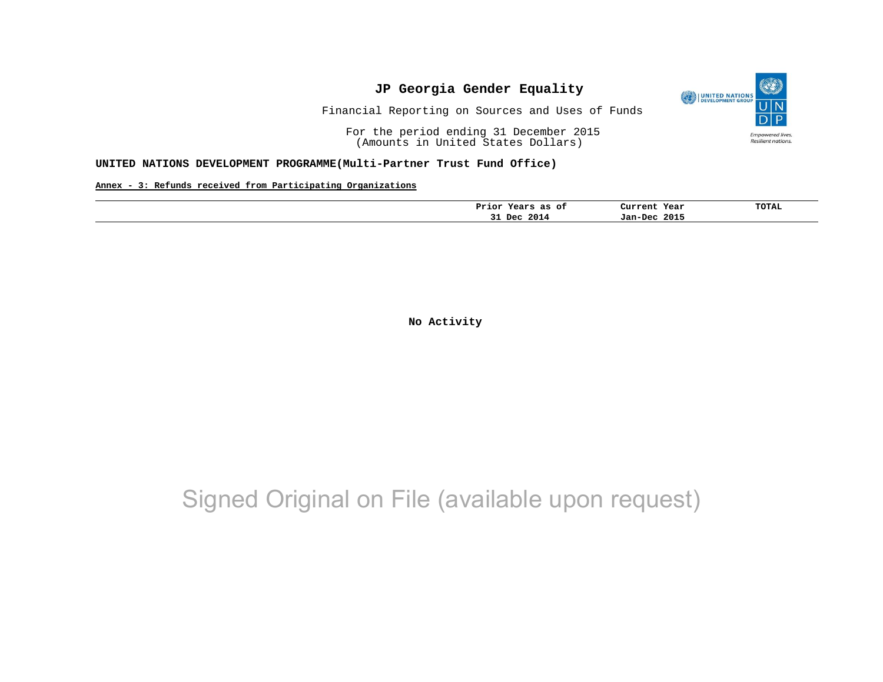# JP Georgia Gender Equality

Financial Reporting on Sources and Uses of Funds

For the period ending 31 December 2015
(Amounts in United States Dollars)

**UNITED NATIONS DEVELOPMENT PROGRAMME(Multi-Partner Trust Fund Office)**

**Annex - 3: Refunds received from Participating Organizations**

| | Prior Years as of 31 Dec 2014 | Current Year Jan-Dec 2015 | TOTAL |
|---|---|---|---|

**No Activity**

Signed Original on File (available upon request)